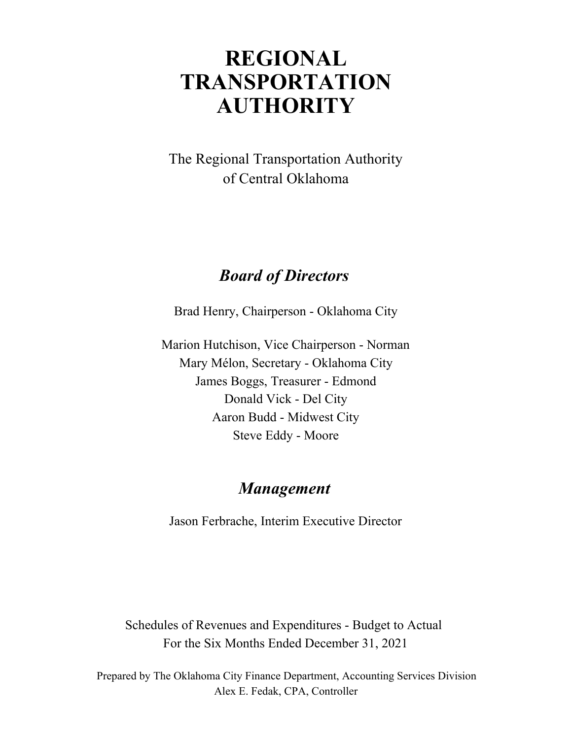# REGIONAL TRANSPORTATION AUTHORITY

The Regional Transportation Authority
of Central Oklahoma

## *Board of Directors*

Brad Henry, Chairperson - Oklahoma City

Marion Hutchison, Vice Chairperson - Norman
Mary Mélon, Secretary - Oklahoma City
James Boggs, Treasurer - Edmond
Donald Vick - Del City
Aaron Budd - Midwest City
Steve Eddy - Moore

## *Management*

Jason Ferbrache, Interim Executive Director

Schedules of Revenues and Expenditures - Budget to Actual
For the Six Months Ended December 31, 2021

Prepared by The Oklahoma City Finance Department, Accounting Services Division
Alex E. Fedak, CPA, Controller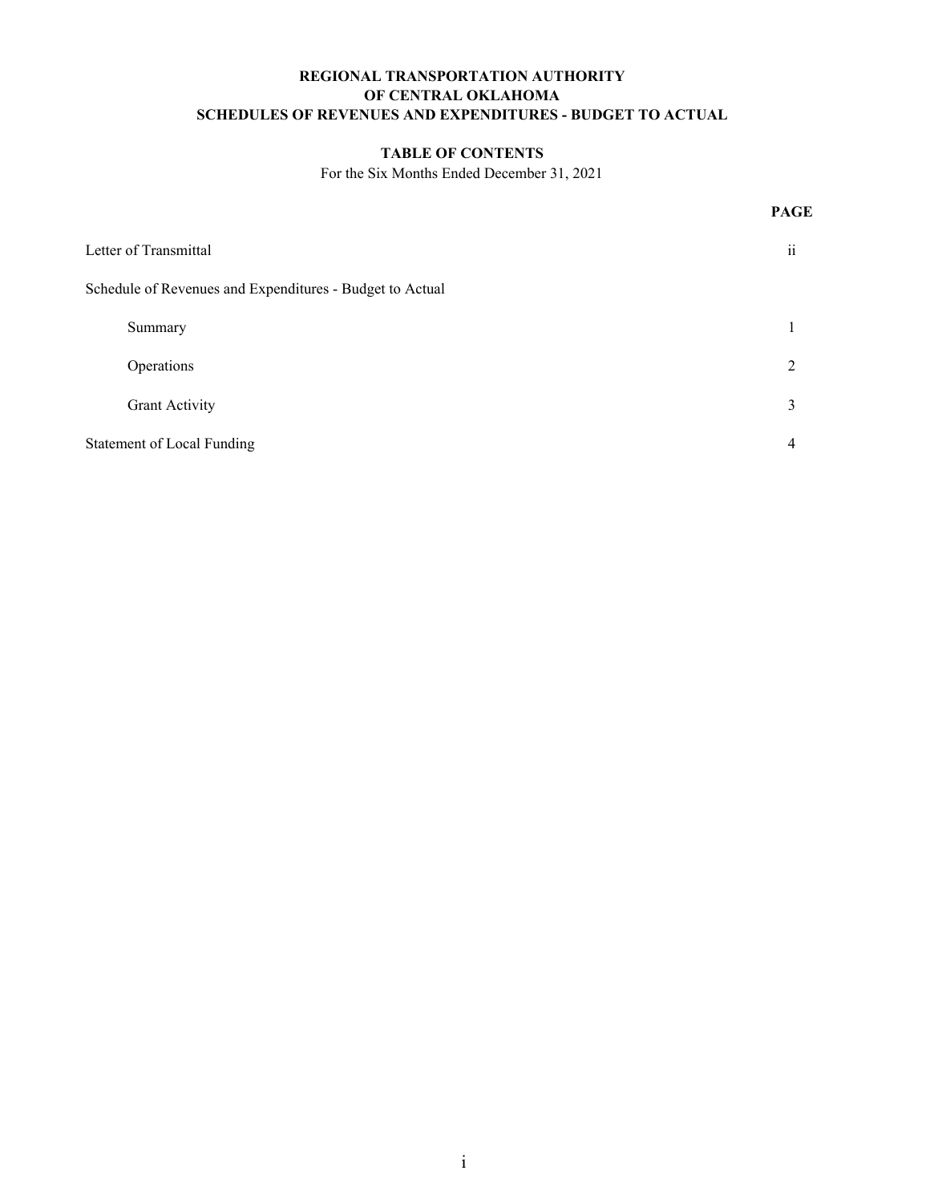**REGIONAL TRANSPORTATION AUTHORITY**
**OF CENTRAL OKLAHOMA**
**SCHEDULES OF REVENUES AND EXPENDITURES - BUDGET TO ACTUAL**

**TABLE OF CONTENTS**

For the Six Months Ended December 31, 2021

| | PAGE |
|---|---|
| Letter of Transmittal | ii |
| Schedule of Revenues and Expenditures - Budget to Actual | |
| Summary | 1 |
| Operations | 2 |
| Grant Activity | 3 |
| Statement of Local Funding | 4 |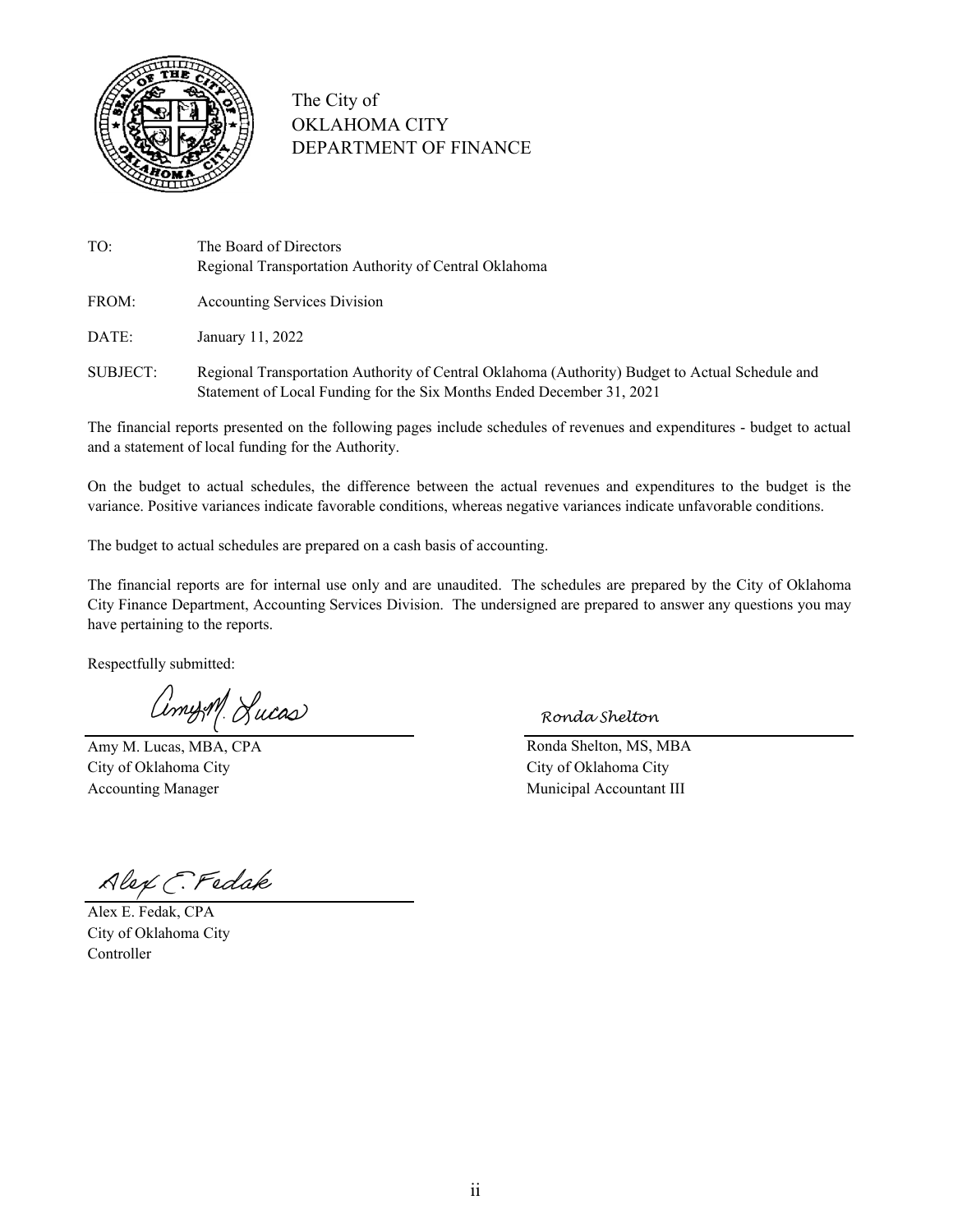The City of
OKLAHOMA CITY
DEPARTMENT OF FINANCE

| | |
|---|---|
| TO: | The Board of Directors<br>Regional Transportation Authority of Central Oklahoma |
| FROM: | Accounting Services Division |
| DATE: | January 11, 2022 |
| SUBJECT: | Regional Transportation Authority of Central Oklahoma (Authority) Budget to Actual Schedule and Statement of Local Funding for the Six Months Ended December 31, 2021 |

The financial reports presented on the following pages include schedules of revenues and expenditures - budget to actual and a statement of local funding for the Authority.

On the budget to actual schedules, the difference between the actual revenues and expenditures to the budget is the variance. Positive variances indicate favorable conditions, whereas negative variances indicate unfavorable conditions.

The budget to actual schedules are prepared on a cash basis of accounting.

The financial reports are for internal use only and are unaudited. The schedules are prepared by the City of Oklahoma City Finance Department, Accounting Services Division. The undersigned are prepared to answer any questions you may have pertaining to the reports.

Respectfully submitted:

Amy M. Lucas, MBA, CPA
City of Oklahoma City
Accounting Manager

Ronda Shelton

Ronda Shelton, MS, MBA
City of Oklahoma City
Municipal Accountant III

Alex E. Fedak, CPA
City of Oklahoma City
Controller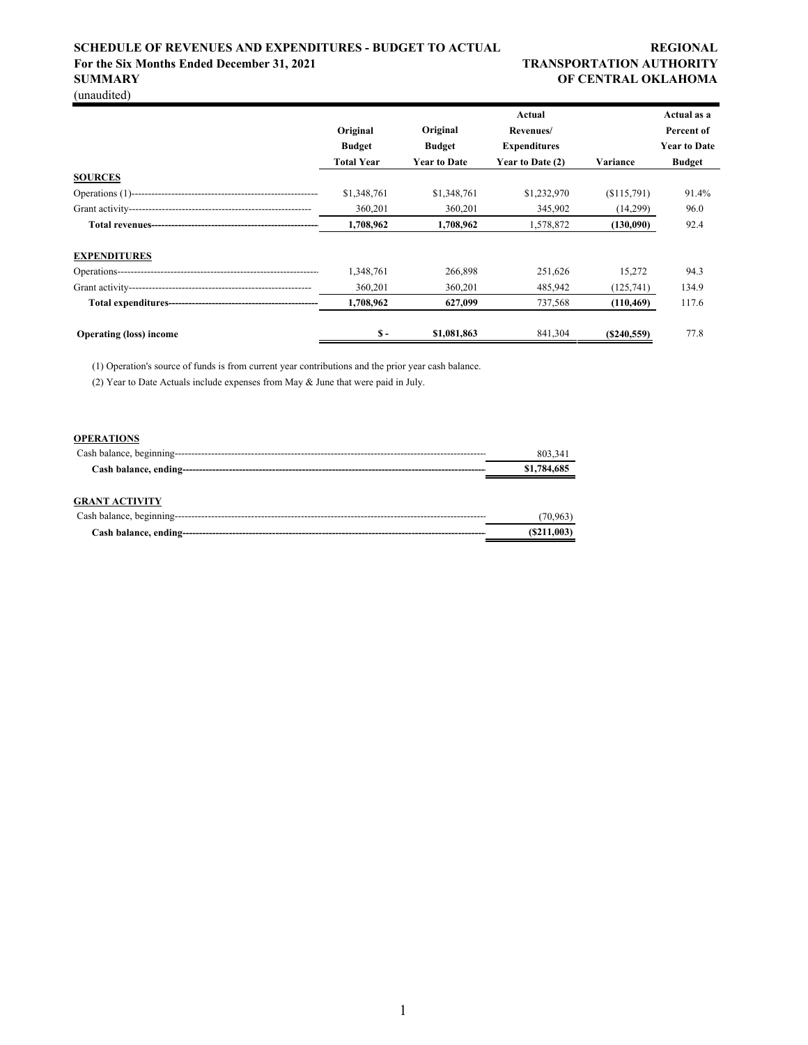# SCHEDULE OF REVENUES AND EXPENDITURES - BUDGET TO ACTUAL
**For the Six Months Ended December 31, 2021**
**SUMMARY**
(unaudited)

**REGIONAL TRANSPORTATION AUTHORITY OF CENTRAL OKLAHOMA**

| | Original Budget Total Year | Original Budget Year to Date | Actual Revenues/ Expenditures Year to Date (2) | Variance | Actual as a Percent of Year to Date Budget |
|---|---|---|---|---|---|
| **SOURCES** | | | | | |
| Operations (1) | $1,348,761 | $1,348,761 | $1,232,970 | ($115,791) | 91.4% |
| Grant activity | 360,201 | 360,201 | 345,902 | (14,299) | 96.0 |
| **Total revenues** | **1,708,962** | **1,708,962** | 1,578,872 | **(130,090)** | 92.4 |
| **EXPENDITURES** | | | | | |
| Operations | 1,348,761 | 266,898 | 251,626 | 15,272 | 94.3 |
| Grant activity | 360,201 | 360,201 | 485,942 | (125,741) | 134.9 |
| **Total expenditures** | **1,708,962** | **627,099** | 737,568 | **(110,469)** | 117.6 |
| **Operating (loss) income** | **$ -** | **$1,081,863** | 841,304 | **($240,559)** | 77.8 |

(1) Operation's source of funds is from current year contributions and the prior year cash balance.

(2) Year to Date Actuals include expenses from May & June that were paid in July.

**OPERATIONS**

| | |
|---|---|
| Cash balance, beginning | 803,341 |
| **Cash balance, ending** | **$1,784,685** |

**GRANT ACTIVITY**

| | |
|---|---|
| Cash balance, beginning | (70,963) |
| **Cash balance, ending** | **($211,003)** |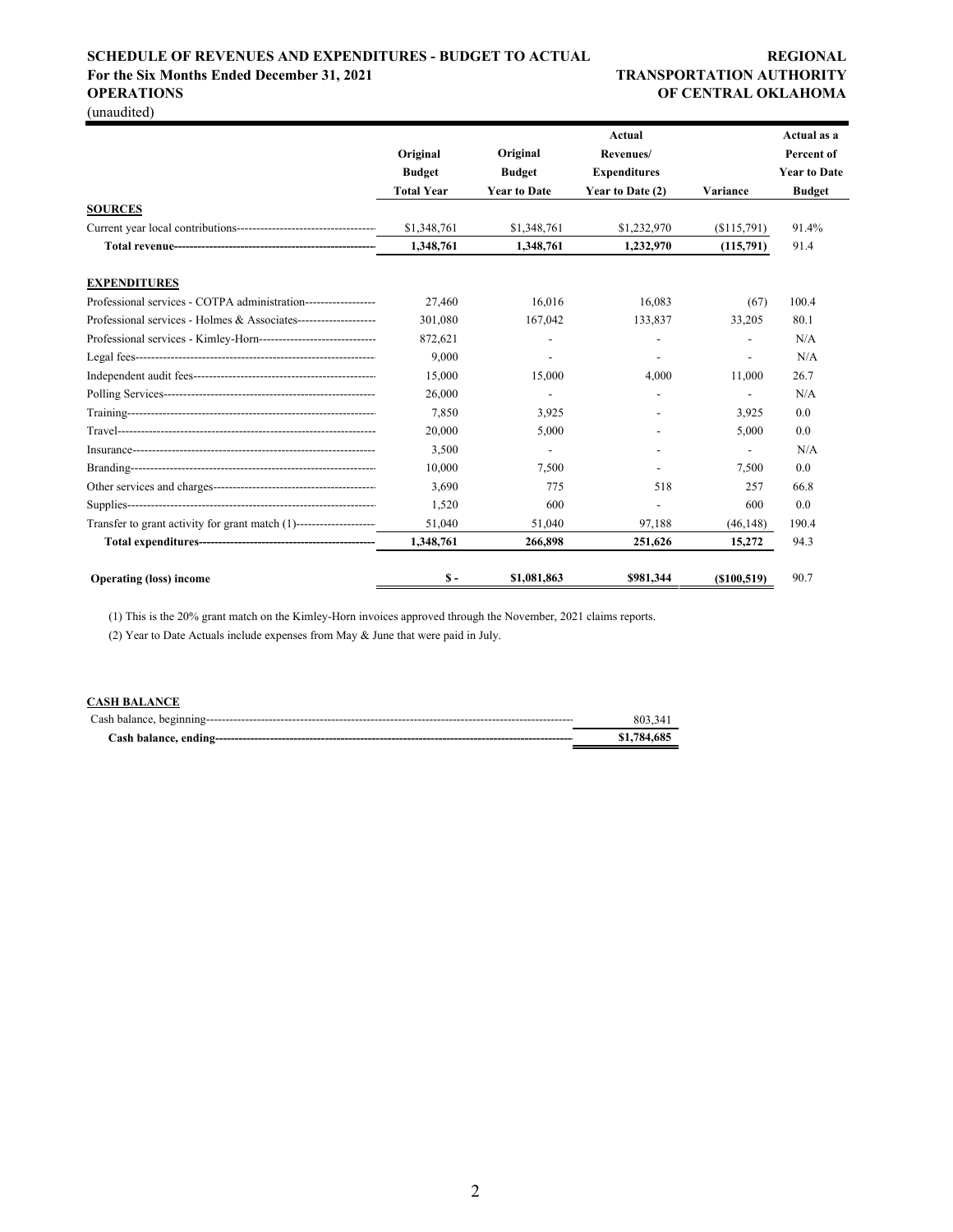# SCHEDULE OF REVENUES AND EXPENDITURES - BUDGET TO ACTUAL

**For the Six Months Ended December 31, 2021**

**OPERATIONS**

(unaudited)

**REGIONAL TRANSPORTATION AUTHORITY OF CENTRAL OKLAHOMA**

| | Original Budget Total Year | Original Budget Year to Date | Actual Revenues/ Expenditures Year to Date (2) | Variance | Actual as a Percent of Year to Date Budget |
|---|---|---|---|---|---|
| **SOURCES** | | | | | |
| Current year local contributions | $1,348,761 | $1,348,761 | $1,232,970 | ($115,791) | 91.4% |
| **Total revenue** | **1,348,761** | **1,348,761** | **1,232,970** | **(115,791)** | 91.4 |
| | | | | | |
| **EXPENDITURES** | | | | | |
| Professional services - COTPA administration | 27,460 | 16,016 | 16,083 | (67) | 100.4 |
| Professional services - Holmes & Associates | 301,080 | 167,042 | 133,837 | 33,205 | 80.1 |
| Professional services - Kimley-Horn | 872,621 | - | - | - | N/A |
| Legal fees | 9,000 | - | - | - | N/A |
| Independent audit fees | 15,000 | 15,000 | 4,000 | 11,000 | 26.7 |
| Polling Services | 26,000 | - | - | - | N/A |
| Training | 7,850 | 3,925 | - | 3,925 | 0.0 |
| Travel | 20,000 | 5,000 | - | 5,000 | 0.0 |
| Insurance | 3,500 | - | - | - | N/A |
| Branding | 10,000 | 7,500 | - | 7,500 | 0.0 |
| Other services and charges | 3,690 | 775 | 518 | 257 | 66.8 |
| Supplies | 1,520 | 600 | - | 600 | 0.0 |
| Transfer to grant activity for grant match (1) | 51,040 | 51,040 | 97,188 | (46,148) | 190.4 |
| **Total expenditures** | **1,348,761** | **266,898** | **251,626** | **15,272** | 94.3 |
| | | | | | |
| **Operating (loss) income** | **$ -** | **$1,081,863** | **$981,344** | **($100,519)** | 90.7 |

(1) This is the 20% grant match on the Kimley-Horn invoices approved through the November, 2021 claims reports.

(2) Year to Date Actuals include expenses from May & June that were paid in July.

**CASH BALANCE**

| | |
|---|---|
| Cash balance, beginning | 803,341 |
| **Cash balance, ending** | **$1,784,685** |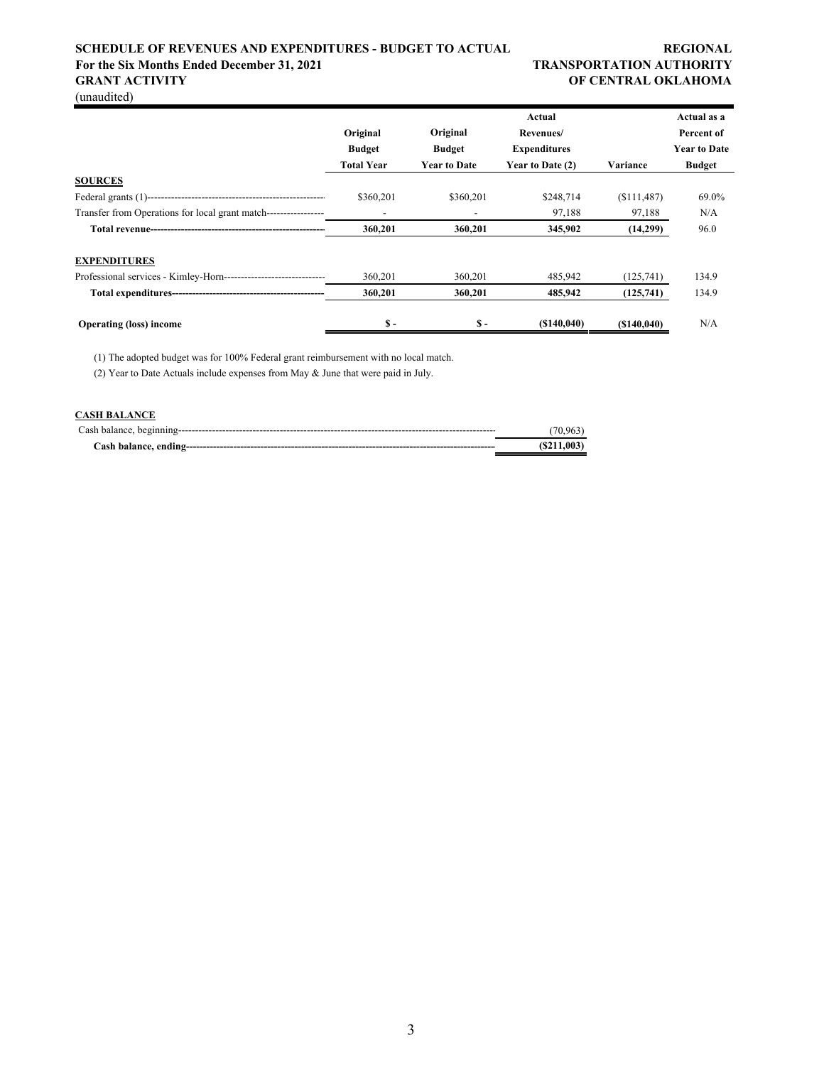# SCHEDULE OF REVENUES AND EXPENDITURES - BUDGET TO ACTUAL
## For the Six Months Ended December 31, 2021
## GRANT ACTIVITY
(unaudited)

**REGIONAL TRANSPORTATION AUTHORITY OF CENTRAL OKLAHOMA**

| | Original Budget Total Year | Original Budget Year to Date | Actual Revenues/ Expenditures Year to Date (2) | Variance | Actual as a Percent of Year to Date Budget |
|---|---|---|---|---|---|
| **SOURCES** | | | | | |
| Federal grants (1) | $360,201 | $360,201 | $248,714 | ($111,487) | 69.0% |
| Transfer from Operations for local grant match | - | - | 97,188 | 97,188 | N/A |
| **Total revenue** | **360,201** | **360,201** | **345,902** | **(14,299)** | 96.0 |
| | | | | | |
| **EXPENDITURES** | | | | | |
| Professional services - Kimley-Horn | 360,201 | 360,201 | 485,942 | (125,741) | 134.9 |
| **Total expenditures** | **360,201** | **360,201** | **485,942** | **(125,741)** | 134.9 |
| | | | | | |
| **Operating (loss) income** | **$ -** | **$ -** | **($140,040)** | **($140,040)** | N/A |

(1) The adopted budget was for 100% Federal grant reimbursement with no local match.

(2) Year to Date Actuals include expenses from May & June that were paid in July.

**CASH BALANCE**

| | |
|---|---|
| Cash balance, beginning | (70,963) |
| **Cash balance, ending** | **($211,003)** |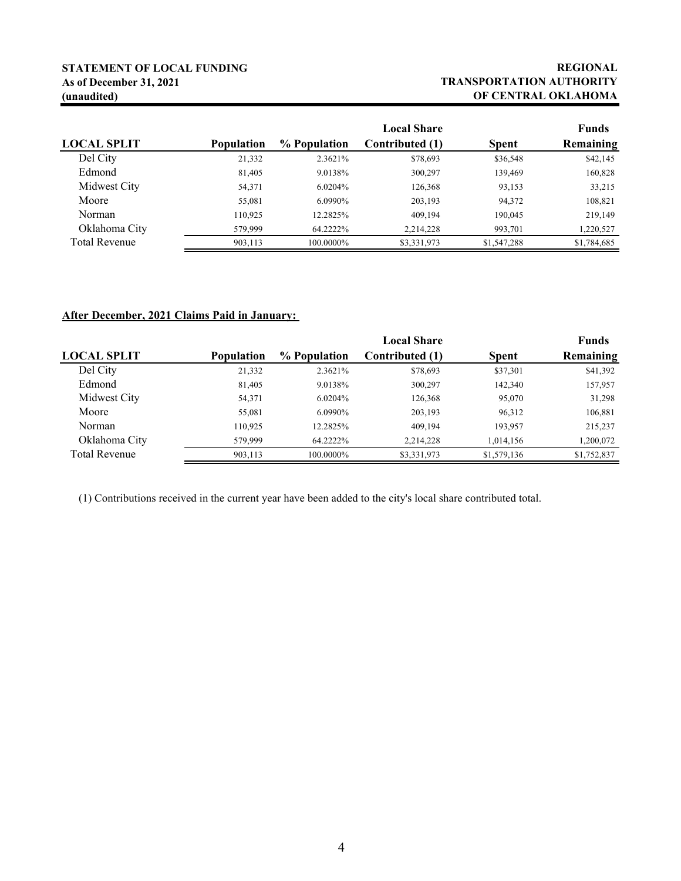**STATEMENT OF LOCAL FUNDING**
**As of December 31, 2021**
**(unaudited)**

**REGIONAL TRANSPORTATION AUTHORITY OF CENTRAL OKLAHOMA**

| LOCAL SPLIT | Population | % Population | Local Share Contributed (1) | Spent | Funds Remaining |
|---|---|---|---|---|---|
| Del City | 21,332 | 2.3621% | $78,693 | $36,548 | $42,145 |
| Edmond | 81,405 | 9.0138% | 300,297 | 139,469 | 160,828 |
| Midwest City | 54,371 | 6.0204% | 126,368 | 93,153 | 33,215 |
| Moore | 55,081 | 6.0990% | 203,193 | 94,372 | 108,821 |
| Norman | 110,925 | 12.2825% | 409,194 | 190,045 | 219,149 |
| Oklahoma City | 579,999 | 64.2222% | 2,214,228 | 993,701 | 1,220,527 |
| Total Revenue | 903,113 | 100.0000% | $3,331,973 | $1,547,288 | $1,784,685 |

**After December, 2021 Claims Paid in January:**

| LOCAL SPLIT | Population | % Population | Local Share Contributed (1) | Spent | Funds Remaining |
|---|---|---|---|---|---|
| Del City | 21,332 | 2.3621% | $78,693 | $37,301 | $41,392 |
| Edmond | 81,405 | 9.0138% | 300,297 | 142,340 | 157,957 |
| Midwest City | 54,371 | 6.0204% | 126,368 | 95,070 | 31,298 |
| Moore | 55,081 | 6.0990% | 203,193 | 96,312 | 106,881 |
| Norman | 110,925 | 12.2825% | 409,194 | 193,957 | 215,237 |
| Oklahoma City | 579,999 | 64.2222% | 2,214,228 | 1,014,156 | 1,200,072 |
| Total Revenue | 903,113 | 100.0000% | $3,331,973 | $1,579,136 | $1,752,837 |

(1) Contributions received in the current year have been added to the city's local share contributed total.